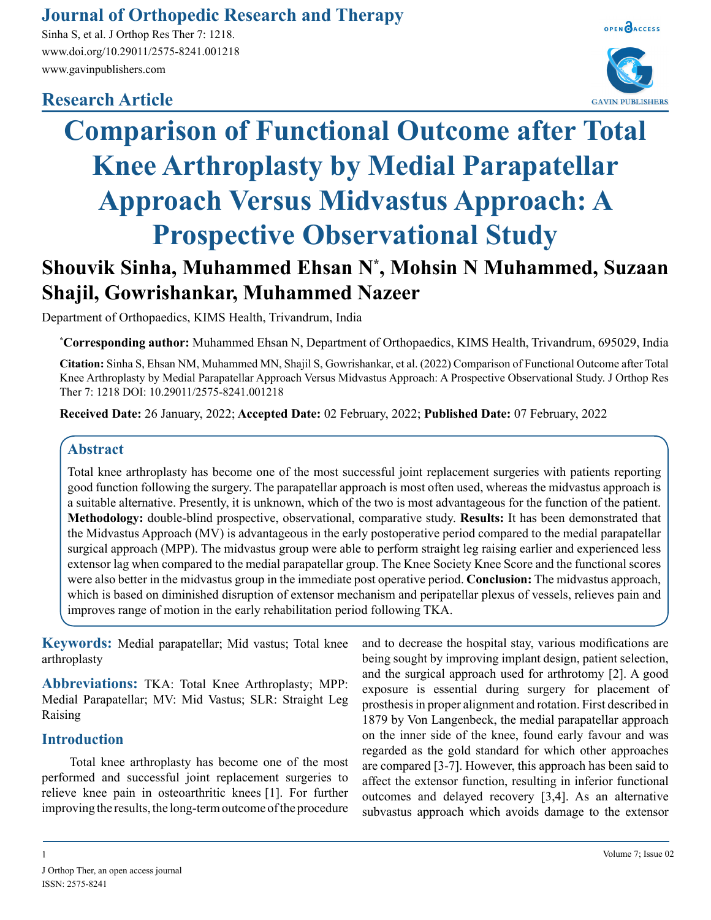Journal of Orthopedic Research and Therapy

Sinha S, et al. J Orthop Res Ther 7: 1218.
www.doi.org/10.29011/2575-8241.001218
www.gavinpublishers.com

**Research Article**

# Comparison of Functional Outcome after Total Knee Arthroplasty by Medial Parapatellar Approach Versus Midvastus Approach: A Prospective Observational Study

**Shouvik Sinha, Muhammed Ehsan N*, Mohsin N Muhammed, Suzaan Shajil, Gowrishankar, Muhammed Nazeer**

Department of Orthopaedics, KIMS Health, Trivandrum, India

***Corresponding author:** Muhammed Ehsan N, Department of Orthopaedics, KIMS Health, Trivandrum, 695029, India

**Citation:** Sinha S, Ehsan NM, Muhammed MN, Shajil S, Gowrishankar, et al. (2022) Comparison of Functional Outcome after Total Knee Arthroplasty by Medial Parapatellar Approach Versus Midvastus Approach: A Prospective Observational Study. J Orthop Res Ther 7: 1218 DOI: 10.29011/2575-8241.001218

**Received Date:** 26 January, 2022; **Accepted Date:** 02 February, 2022; **Published Date:** 07 February, 2022

## Abstract

Total knee arthroplasty has become one of the most successful joint replacement surgeries with patients reporting good function following the surgery. The parapatellar approach is most often used, whereas the midvastus approach is a suitable alternative. Presently, it is unknown, which of the two is most advantageous for the function of the patient. **Methodology:** double-blind prospective, observational, comparative study. **Results:** It has been demonstrated that the Midvastus Approach (MV) is advantageous in the early postoperative period compared to the medial parapatellar surgical approach (MPP). The midvastus group were able to perform straight leg raising earlier and experienced less extensor lag when compared to the medial parapatellar group. The Knee Society Knee Score and the functional scores were also better in the midvastus group in the immediate post operative period. **Conclusion:** The midvastus approach, which is based on diminished disruption of extensor mechanism and peripatellar plexus of vessels, relieves pain and improves range of motion in the early rehabilitation period following TKA.

**Keywords:** Medial parapatellar; Mid vastus; Total knee arthroplasty

**Abbreviations:** TKA: Total Knee Arthroplasty; MPP: Medial Parapatellar; MV: Mid Vastus; SLR: Straight Leg Raising

## Introduction

Total knee arthroplasty has become one of the most performed and successful joint replacement surgeries to relieve knee pain in osteoarthritic knees [1]. For further improving the results, the long-term outcome of the procedure and to decrease the hospital stay, various modifications are being sought by improving implant design, patient selection, and the surgical approach used for arthrotomy [2]. A good exposure is essential during surgery for placement of prosthesis in proper alignment and rotation. First described in 1879 by Von Langenbeck, the medial parapatellar approach on the inner side of the knee, found early favour and was regarded as the gold standard for which other approaches are compared [3-7]. However, this approach has been said to affect the extensor function, resulting in inferior functional outcomes and delayed recovery [3,4]. As an alternative subvastus approach which avoids damage to the extensor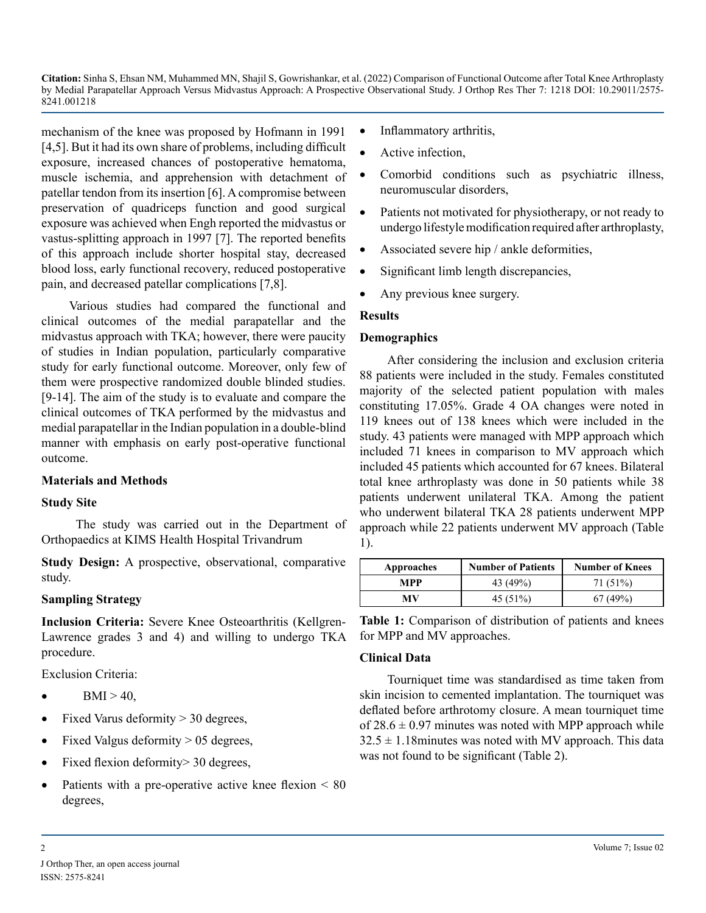mechanism of the knee was proposed by Hofmann in 1991 [4,5]. But it had its own share of problems, including difficult exposure, increased chances of postoperative hematoma, muscle ischemia, and apprehension with detachment of patellar tendon from its insertion [6]. A compromise between preservation of quadriceps function and good surgical exposure was achieved when Engh reported the midvastus or vastus-splitting approach in 1997 [7]. The reported benefits of this approach include shorter hospital stay, decreased blood loss, early functional recovery, reduced postoperative pain, and decreased patellar complications [7,8].

Various studies had compared the functional and clinical outcomes of the medial parapatellar and the midvastus approach with TKA; however, there were paucity of studies in Indian population, particularly comparative study for early functional outcome. Moreover, only few of them were prospective randomized double blinded studies. [9-14]. The aim of the study is to evaluate and compare the clinical outcomes of TKA performed by the midvastus and medial parapatellar in the Indian population in a double-blind manner with emphasis on early post-operative functional outcome.

## Materials and Methods

### Study Site

The study was carried out in the Department of Orthopaedics at KIMS Health Hospital Trivandrum

**Study Design:** A prospective, observational, comparative study.

### Sampling Strategy

**Inclusion Criteria:** Severe Knee Osteoarthritis (Kellgren-Lawrence grades 3 and 4) and willing to undergo TKA procedure.

Exclusion Criteria:

- BMI > 40,
- Fixed Varus deformity > 30 degrees,
- Fixed Valgus deformity > 05 degrees,
- Fixed flexion deformity> 30 degrees,
- Patients with a pre-operative active knee flexion < 80 degrees,
- Inflammatory arthritis,
- Active infection,
- Comorbid conditions such as psychiatric illness, neuromuscular disorders,
- Patients not motivated for physiotherapy, or not ready to undergo lifestyle modification required after arthroplasty,
- Associated severe hip / ankle deformities,
- Significant limb length discrepancies,
- Any previous knee surgery.

## Results

### Demographics

After considering the inclusion and exclusion criteria 88 patients were included in the study. Females constituted majority of the selected patient population with males constituting 17.05%. Grade 4 OA changes were noted in 119 knees out of 138 knees which were included in the study. 43 patients were managed with MPP approach which included 71 knees in comparison to MV approach which included 45 patients which accounted for 67 knees. Bilateral total knee arthroplasty was done in 50 patients while 38 patients underwent unilateral TKA. Among the patient who underwent bilateral TKA 28 patients underwent MPP approach while 22 patients underwent MV approach (Table 1).

| Approaches | Number of Patients | Number of Knees |
|---|---|---|
| MPP | 43 (49%) | 71 (51%) |
| MV | 45 (51%) | 67 (49%) |

**Table 1:** Comparison of distribution of patients and knees for MPP and MV approaches.

### Clinical Data

Tourniquet time was standardised as time taken from skin incision to cemented implantation. The tourniquet was deflated before arthrotomy closure. A mean tourniquet time of $28.6 \pm 0.97$ minutes was noted with MPP approach while $32.5 \pm 1.18$minutes was noted with MV approach. This data was not found to be significant (Table 2).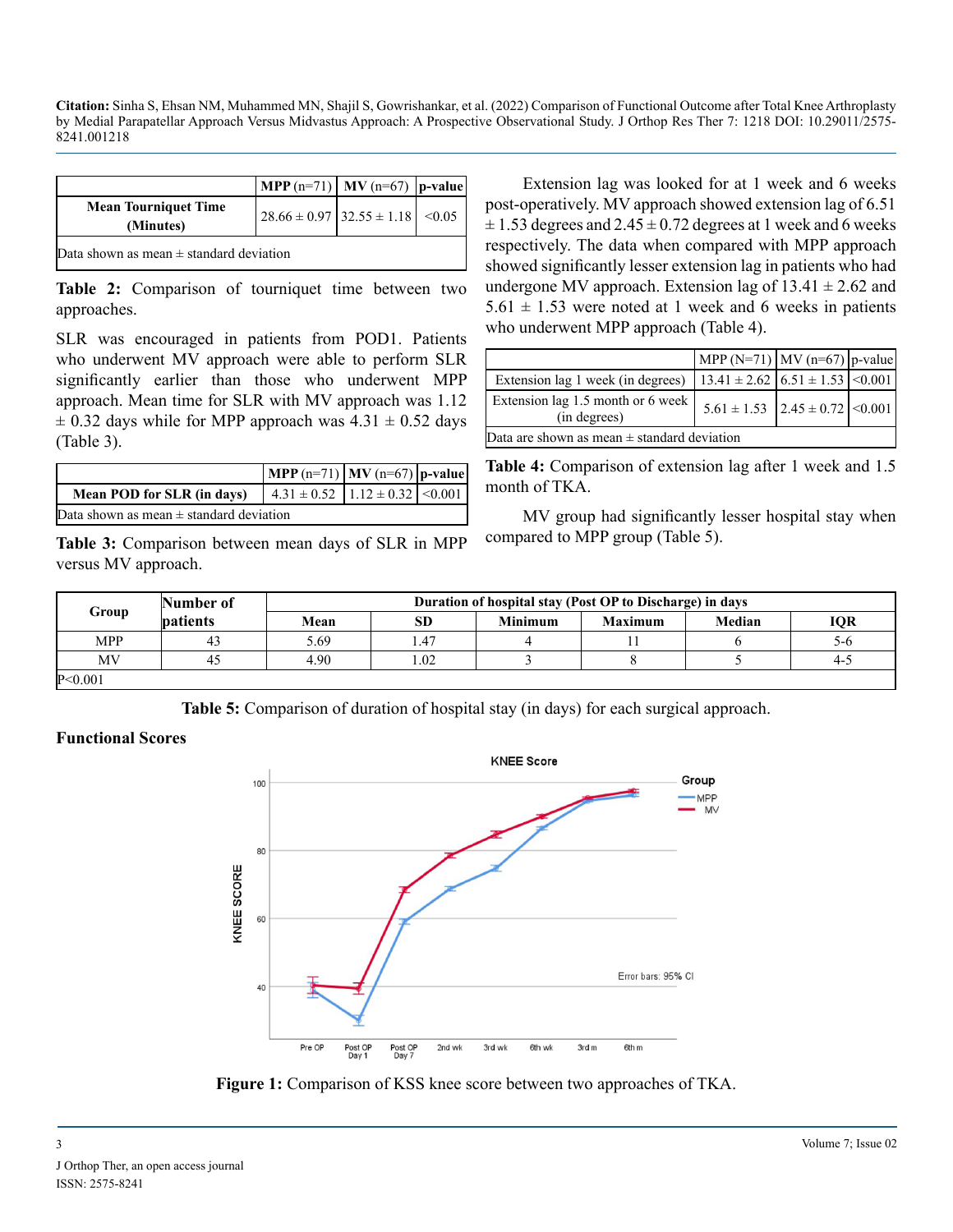**Citation:** Sinha S, Ehsan NM, Muhammed MN, Shajil S, Gowrishankar, et al. (2022) Comparison of Functional Outcome after Total Knee Arthroplasty by Medial Parapatellar Approach Versus Midvastus Approach: A Prospective Observational Study. J Orthop Res Ther 7: 1218 DOI: 10.29011/2575-8241.001218

| | **MPP** (n=71) | **MV** (n=67) | **p-value** |
|---|---|---|---|
| **Mean Tourniquet Time (Minutes)** | 28.66 ± 0.97 | 32.55 ± 1.18 | <0.05 |
| Data shown as mean ± standard deviation | | | |

**Table 2:** Comparison of tourniquet time between two approaches.

SLR was encouraged in patients from POD1. Patients who underwent MV approach were able to perform SLR significantly earlier than those who underwent MPP approach. Mean time for SLR with MV approach was 1.12 ± 0.32 days while for MPP approach was 4.31 ± 0.52 days (Table 3).

| | **MPP** (n=71) | **MV** (n=67) | **p-value** |
|---|---|---|---|
| **Mean POD for SLR (in days)** | 4.31 ± 0.52 | 1.12 ± 0.32 | <0.001 |
| Data shown as mean ± standard deviation | | | |

**Table 3:** Comparison between mean days of SLR in MPP versus MV approach.

Extension lag was looked for at 1 week and 6 weeks post-operatively. MV approach showed extension lag of 6.51 ± 1.53 degrees and 2.45 ± 0.72 degrees at 1 week and 6 weeks respectively. The data when compared with MPP approach showed significantly lesser extension lag in patients who had undergone MV approach. Extension lag of 13.41 ± 2.62 and 5.61 ± 1.53 were noted at 1 week and 6 weeks in patients who underwent MPP approach (Table 4).

| | MPP (N=71) | MV (n=67) | p-value |
|---|---|---|---|
| Extension lag 1 week (in degrees) | 13.41 ± 2.62 | 6.51 ± 1.53 | <0.001 |
| Extension lag 1.5 month or 6 week (in degrees) | 5.61 ± 1.53 | 2.45 ± 0.72 | <0.001 |
| Data are shown as mean ± standard deviation | | | |

**Table 4:** Comparison of extension lag after 1 week and 1.5 month of TKA.

MV group had significantly lesser hospital stay when compared to MPP group (Table 5).

| **Group** | **Number of patients** | **Duration of hospital stay (Post OP to Discharge) in days** | | | | | |
|---|---|---|---|---|---|---|---|
| | | **Mean** | **SD** | **Minimum** | **Maximum** | **Median** | **IQR** |
| MPP | 43 | 5.69 | 1.47 | 4 | 11 | 6 | 5-6 |
| MV | 45 | 4.90 | 1.02 | 3 | 8 | 5 | 4-5 |
| P<0.001 | | | | | | | |

**Table 5:** Comparison of duration of hospital stay (in days) for each surgical approach.

### Functional Scores

**Figure 1:** Comparison of KSS knee score between two approaches of TKA.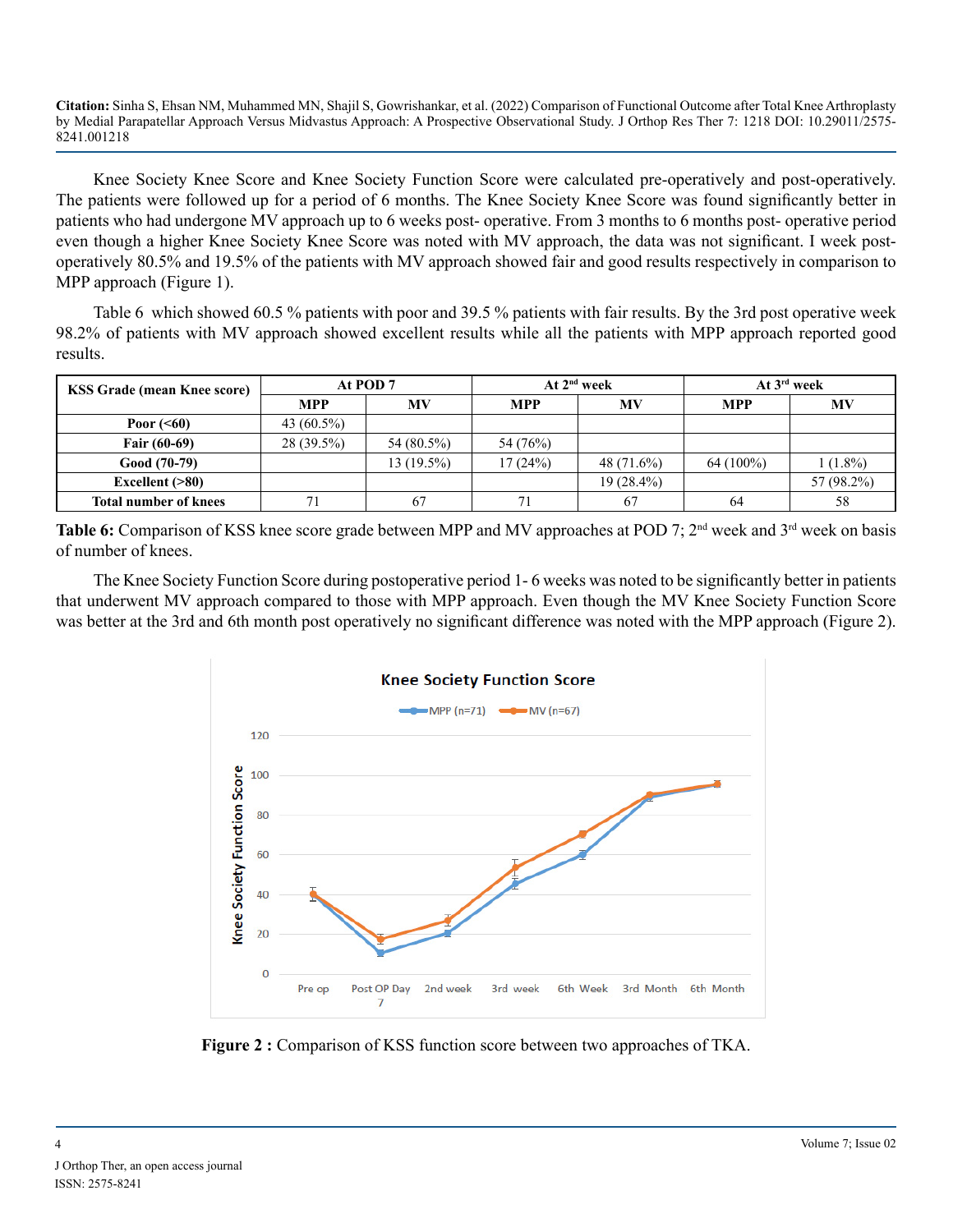Knee Society Knee Score and Knee Society Function Score were calculated pre-operatively and post-operatively. The patients were followed up for a period of 6 months. The Knee Society Knee Score was found significantly better in patients who had undergone MV approach up to 6 weeks post- operative. From 3 months to 6 months post- operative period even though a higher Knee Society Knee Score was noted with MV approach, the data was not significant. I week post-operatively 80.5% and 19.5% of the patients with MV approach showed fair and good results respectively in comparison to MPP approach (Figure 1).

Table 6 which showed 60.5 % patients with poor and 39.5 % patients with fair results. By the 3rd post operative week 98.2% of patients with MV approach showed excellent results while all the patients with MPP approach reported good results.

| KSS Grade (mean Knee score) | At POD 7 | | At 2nd week | | At 3rd week | |
|---|---|---|---|---|---|---|
| | MPP | MV | MPP | MV | MPP | MV |
| Poor (<60) | 43 (60.5%) | | | | | |
| Fair (60-69) | 28 (39.5%) | 54 (80.5%) | 54 (76%) | | | |
| Good (70-79) | | 13 (19.5%) | 17 (24%) | 48 (71.6%) | 64 (100%) | 1 (1.8%) |
| Excellent (>80) | | | | 19 (28.4%) | | 57 (98.2%) |
| Total number of knees | 71 | 67 | 71 | 67 | 64 | 58 |

**Table 6:** Comparison of KSS knee score grade between MPP and MV approaches at POD 7; 2nd week and 3rd week on basis of number of knees.

The Knee Society Function Score during postoperative period 1- 6 weeks was noted to be significantly better in patients that underwent MV approach compared to those with MPP approach. Even though the MV Knee Society Function Score was better at the 3rd and 6th month post operatively no significant difference was noted with the MPP approach (Figure 2).

**Figure 2 :** Comparison of KSS function score between two approaches of TKA.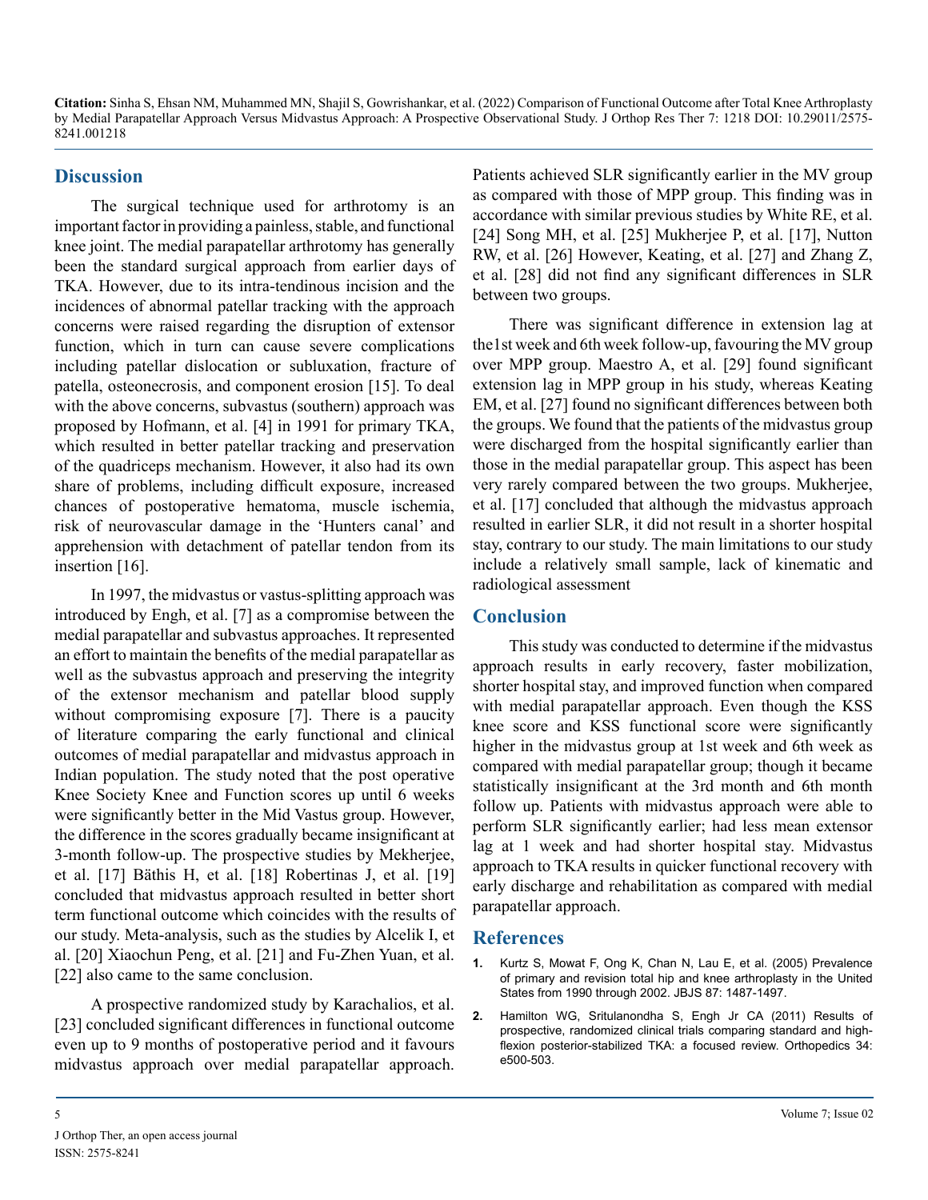## Discussion

The surgical technique used for arthrotomy is an important factor in providing a painless, stable, and functional knee joint. The medial parapatellar arthrotomy has generally been the standard surgical approach from earlier days of TKA. However, due to its intra-tendinous incision and the incidences of abnormal patellar tracking with the approach concerns were raised regarding the disruption of extensor function, which in turn can cause severe complications including patellar dislocation or subluxation, fracture of patella, osteonecrosis, and component erosion [15]. To deal with the above concerns, subvastus (southern) approach was proposed by Hofmann, et al. [4] in 1991 for primary TKA, which resulted in better patellar tracking and preservation of the quadriceps mechanism. However, it also had its own share of problems, including difficult exposure, increased chances of postoperative hematoma, muscle ischemia, risk of neurovascular damage in the 'Hunters canal' and apprehension with detachment of patellar tendon from its insertion [16].

In 1997, the midvastus or vastus-splitting approach was introduced by Engh, et al. [7] as a compromise between the medial parapatellar and subvastus approaches. It represented an effort to maintain the benefits of the medial parapatellar as well as the subvastus approach and preserving the integrity of the extensor mechanism and patellar blood supply without compromising exposure [7]. There is a paucity of literature comparing the early functional and clinical outcomes of medial parapatellar and midvastus approach in Indian population. The study noted that the post operative Knee Society Knee and Function scores up until 6 weeks were significantly better in the Mid Vastus group. However, the difference in the scores gradually became insignificant at 3-month follow-up. The prospective studies by Mekherjee, et al. [17] Bäthis H, et al. [18] Robertinas J, et al. [19] concluded that midvastus approach resulted in better short term functional outcome which coincides with the results of our study. Meta-analysis, such as the studies by Alcelik I, et al. [20] Xiaochun Peng, et al. [21] and Fu-Zhen Yuan, et al. [22] also came to the same conclusion.

A prospective randomized study by Karachalios, et al. [23] concluded significant differences in functional outcome even up to 9 months of postoperative period and it favours midvastus approach over medial parapatellar approach. Patients achieved SLR significantly earlier in the MV group as compared with those of MPP group. This finding was in accordance with similar previous studies by White RE, et al. [24] Song MH, et al. [25] Mukherjee P, et al. [17], Nutton RW, et al. [26] However, Keating, et al. [27] and Zhang Z, et al. [28] did not find any significant differences in SLR between two groups.

There was significant difference in extension lag at the1st week and 6th week follow-up, favouring the MV group over MPP group. Maestro A, et al. [29] found significant extension lag in MPP group in his study, whereas Keating EM, et al. [27] found no significant differences between both the groups. We found that the patients of the midvastus group were discharged from the hospital significantly earlier than those in the medial parapatellar group. This aspect has been very rarely compared between the two groups. Mukherjee, et al. [17] concluded that although the midvastus approach resulted in earlier SLR, it did not result in a shorter hospital stay, contrary to our study. The main limitations to our study include a relatively small sample, lack of kinematic and radiological assessment

## Conclusion

This study was conducted to determine if the midvastus approach results in early recovery, faster mobilization, shorter hospital stay, and improved function when compared with medial parapatellar approach. Even though the KSS knee score and KSS functional score were significantly higher in the midvastus group at 1st week and 6th week as compared with medial parapatellar group; though it became statistically insignificant at the 3rd month and 6th month follow up. Patients with midvastus approach were able to perform SLR significantly earlier; had less mean extensor lag at 1 week and had shorter hospital stay. Midvastus approach to TKA results in quicker functional recovery with early discharge and rehabilitation as compared with medial parapatellar approach.

## References

1. Kurtz S, Mowat F, Ong K, Chan N, Lau E, et al. (2005) Prevalence of primary and revision total hip and knee arthroplasty in the United States from 1990 through 2002. JBJS 87: 1487-1497.
2. Hamilton WG, Sritulanondha S, Engh Jr CA (2011) Results of prospective, randomized clinical trials comparing standard and high-flexion posterior-stabilized TKA: a focused review. Orthopedics 34: e500-503.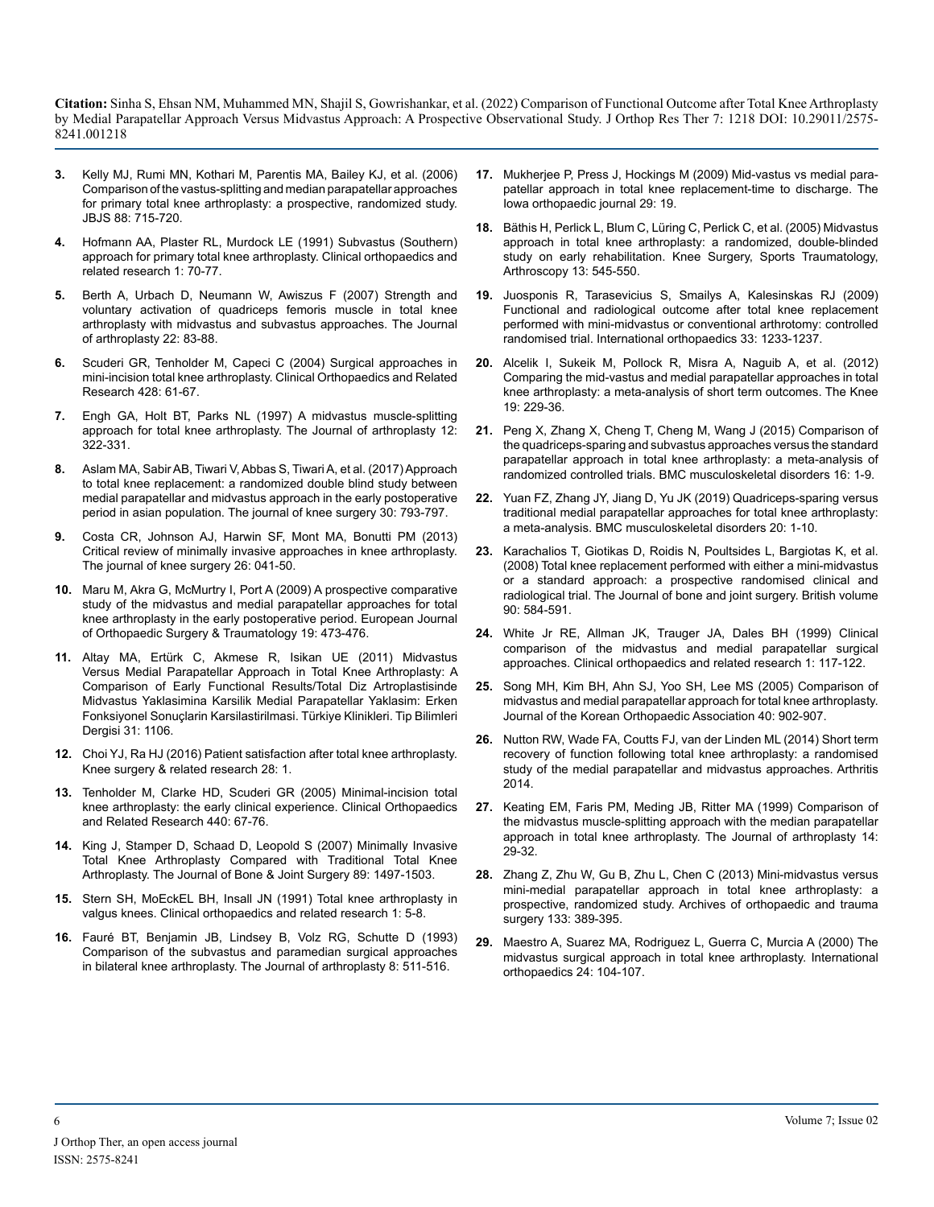3. Kelly MJ, Rumi MN, Kothari M, Parentis MA, Bailey KJ, et al. (2006) Comparison of the vastus-splitting and median parapatellar approaches for primary total knee arthroplasty: a prospective, randomized study. JBJS 88: 715-720.

4. Hofmann AA, Plaster RL, Murdock LE (1991) Subvastus (Southern) approach for primary total knee arthroplasty. Clinical orthopaedics and related research 1: 70-77.

5. Berth A, Urbach D, Neumann W, Awiszus F (2007) Strength and voluntary activation of quadriceps femoris muscle in total knee arthroplasty with midvastus and subvastus approaches. The Journal of arthroplasty 22: 83-88.

6. Scuderi GR, Tenholder M, Capeci C (2004) Surgical approaches in mini-incision total knee arthroplasty. Clinical Orthopaedics and Related Research 428: 61-67.

7. Engh GA, Holt BT, Parks NL (1997) A midvastus muscle-splitting approach for total knee arthroplasty. The Journal of arthroplasty 12: 322-331.

8. Aslam MA, Sabir AB, Tiwari V, Abbas S, Tiwari A, et al. (2017) Approach to total knee replacement: a randomized double blind study between medial parapatellar and midvastus approach in the early postoperative period in asian population. The journal of knee surgery 30: 793-797.

9. Costa CR, Johnson AJ, Harwin SF, Mont MA, Bonutti PM (2013) Critical review of minimally invasive approaches in knee arthroplasty. The journal of knee surgery 26: 041-50.

10. Maru M, Akra G, McMurtry I, Port A (2009) A prospective comparative study of the midvastus and medial parapatellar approaches for total knee arthroplasty in the early postoperative period. European Journal of Orthopaedic Surgery & Traumatology 19: 473-476.

11. Altay MA, Ertürk C, Akmese R, Isikan UE (2011) Midvastus Versus Medial Parapatellar Approach in Total Knee Arthroplasty: A Comparison of Early Functional Results/Total Diz Artroplastisinde Midvastus Yaklasimina Karsilik Medial Parapatellar Yaklasim: Erken Fonksiyonel Sonuçlarin Karsilastirilmasi. Türkiye Klinikleri. Tip Bilimleri Dergisi 31: 1106.

12. Choi YJ, Ra HJ (2016) Patient satisfaction after total knee arthroplasty. Knee surgery & related research 28: 1.

13. Tenholder M, Clarke HD, Scuderi GR (2005) Minimal-incision total knee arthroplasty: the early clinical experience. Clinical Orthopaedics and Related Research 440: 67-76.

14. King J, Stamper D, Schaad D, Leopold S (2007) Minimally Invasive Total Knee Arthroplasty Compared with Traditional Total Knee Arthroplasty. The Journal of Bone & Joint Surgery 89: 1497-1503.

15. Stern SH, MoEckEL BH, Insall JN (1991) Total knee arthroplasty in valgus knees. Clinical orthopaedics and related research 1: 5-8.

16. Fauré BT, Benjamin JB, Lindsey B, Volz RG, Schutte D (1993) Comparison of the subvastus and paramedian surgical approaches in bilateral knee arthroplasty. The Journal of arthroplasty 8: 511-516.

17. Mukherjee P, Press J, Hockings M (2009) Mid-vastus vs medial para-patellar approach in total knee replacement-time to discharge. The Iowa orthopaedic journal 29: 19.

18. Bäthis H, Perlick L, Blum C, Lüring C, Perlick C, et al. (2005) Midvastus approach in total knee arthroplasty: a randomized, double-blinded study on early rehabilitation. Knee Surgery, Sports Traumatology, Arthroscopy 13: 545-550.

19. Juosponis R, Tarasevicius S, Smailys A, Kalesinskas RJ (2009) Functional and radiological outcome after total knee replacement performed with mini-midvastus or conventional arthrotomy: controlled randomised trial. International orthopaedics 33: 1233-1237.

20. Alcelik I, Sukeik M, Pollock R, Misra A, Naguib A, et al. (2012) Comparing the mid-vastus and medial parapatellar approaches in total knee arthroplasty: a meta-analysis of short term outcomes. The Knee 19: 229-36.

21. Peng X, Zhang X, Cheng T, Cheng M, Wang J (2015) Comparison of the quadriceps-sparing and subvastus approaches versus the standard parapatellar approach in total knee arthroplasty: a meta-analysis of randomized controlled trials. BMC musculoskeletal disorders 16: 1-9.

22. Yuan FZ, Zhang JY, Jiang D, Yu JK (2019) Quadriceps-sparing versus traditional medial parapatellar approaches for total knee arthroplasty: a meta-analysis. BMC musculoskeletal disorders 20: 1-10.

23. Karachalios T, Giotikas D, Roidis N, Poultsides L, Bargiotas K, et al. (2008) Total knee replacement performed with either a mini-midvastus or a standard approach: a prospective randomised clinical and radiological trial. The Journal of bone and joint surgery. British volume 90: 584-591.

24. White Jr RE, Allman JK, Trauger JA, Dales BH (1999) Clinical comparison of the midvastus and medial parapatellar surgical approaches. Clinical orthopaedics and related research 1: 117-122.

25. Song MH, Kim BH, Ahn SJ, Yoo SH, Lee MS (2005) Comparison of midvastus and medial parapatellar approach for total knee arthroplasty. Journal of the Korean Orthopaedic Association 40: 902-907.

26. Nutton RW, Wade FA, Coutts FJ, van der Linden ML (2014) Short term recovery of function following total knee arthroplasty: a randomised study of the medial parapatellar and midvastus approaches. Arthritis 2014.

27. Keating EM, Faris PM, Meding JB, Ritter MA (1999) Comparison of the midvastus muscle-splitting approach with the median parapatellar approach in total knee arthroplasty. The Journal of arthroplasty 14: 29-32.

28. Zhang Z, Zhu W, Gu B, Zhu L, Chen C (2013) Mini-midvastus versus mini-medial parapatellar approach in total knee arthroplasty: a prospective, randomized study. Archives of orthopaedic and trauma surgery 133: 389-395.

29. Maestro A, Suarez MA, Rodriguez L, Guerra C, Murcia A (2000) The midvastus surgical approach in total knee arthroplasty. International orthopaedics 24: 104-107.